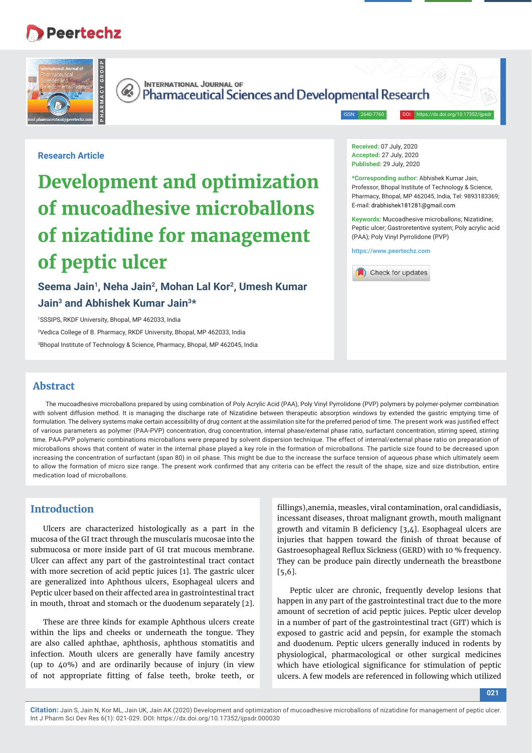Research Article

# Development and optimization of mucoadhesive microballons of nizatidine for management of peptic ulcer

**Seema Jain[1], Neha Jain[2], Mohan Lal Kor[2], Umesh Kumar Jain[3] and Abhishek Kumar Jain[3]***

[1]SSSIPS, RKDF University, Bhopal, MP 462033, India

[2]Vedica College of B. Pharmacy, RKDF University, Bhopal, MP 462033, India

[3]Bhopal Institute of Technology & Science, Pharmacy, Bhopal, MP 462045, India

**Received:** 07 July, 2020
**Accepted:** 27 July, 2020
**Published:** 29 July, 2020

***Corresponding author:** Abhishek Kumar Jain, Professor, Bhopal Institute of Technology & Science, Pharmacy, Bhopal, MP 462045, India, Tel: 9893183369; E-mail: drabhishek181281@gmail.com

**Keywords:** Mucoadhesive microballons; Nizatidine; Peptic ulcer; Gastroretentive system; Poly acrylic acid (PAA); Poly Vinyl Pyrrolidone (PVP)

https://www.peertechz.com

## Abstract

The mucoadhesive microballons prepared by using combination of Poly Acrylic Acid (PAA), Poly Vinyl Pyrrolidone (PVP) polymers by polymer-polymer combination with solvent diffusion method. It is managing the discharge rate of Nizatidine between therapeutic absorption windows by extended the gastric emptying time of formulation. The delivery systems make certain accessibility of drug content at the assimilation site for the preferred period of time. The present work was justified effect of various parameters as polymer (PAA-PVP) concentration, drug concentration, internal phase/external phase ratio, surfactant concentration, stirring speed, stirring time. PAA-PVP polymeric combinations microballons were prepared by solvent dispersion technique. The effect of internal/external phase ratio on preparation of microballons shows that content of water in the internal phase played a key role in the formation of microballons. The particle size found to be decreased upon increasing the concentration of surfactant (span 80) in oil phase. This might be due to the increase the surface tension of aqueous phase which ultimately seem to allow the formation of micro size range. The present work confirmed that any criteria can be effect the result of the shape, size and size distribution, entire medication load of microballons.

## Introduction

Ulcers are characterized histologically as a part in the mucosa of the GI tract through the muscularis mucosae into the submucosa or more inside part of GI trat mucous membrane. Ulcer can affect any part of the gastrointestinal tract contact with more secretion of acid peptic juices [1]. The gastric ulcer are generalized into Aphthous ulcers, Esophageal ulcers and Peptic ulcer based on their affected area in gastrointestinal tract in mouth, throat and stomach or the duodenum separately [2].

These are three kinds for example Aphthous ulcers create within the lips and cheeks or underneath the tongue. They are also called aphthae, aphthosis, aphthous stomatitis and infection. Mouth ulcers are generally have family ancestry (up to 40%) and are ordinarily because of injury (in view of not appropriate fitting of false teeth, broke teeth, or fillings),anemia, measles, viral contamination, oral candidiasis, incessant diseases, throat malignant growth, mouth malignant growth and vitamin B deficiency [3,4]. Esophageal ulcers are injuries that happen toward the finish of throat because of Gastroesophageal Reflux Sickness (GERD) with 10 % frequency. They can be produce pain directly underneath the breastbone [5,6].

Peptic ulcer are chronic, frequently develop lesions that happen in any part of the gastrointestinal tract due to the more amount of secretion of acid peptic juices. Peptic ulcer develop in a number of part of the gastrointestinal tract (GIT) which is exposed to gastric acid and pepsin, for example the stomach and duodenum. Peptic ulcers generally induced in rodents by physiological, pharmacological or other surgical medicines which have etiological significance for stimulation of peptic ulcers. A few models are referenced in following which utilized

**Citation:** Jain S, Jain N, Kor ML, Jain UK, Jain AK (2020) Development and optimization of mucoadhesive microballons of nizatidine for management of peptic ulcer. Int J Pharm Sci Dev Res 6(1): 021-029. DOI: https://dx.doi.org/10.17352/ijpsdr.000030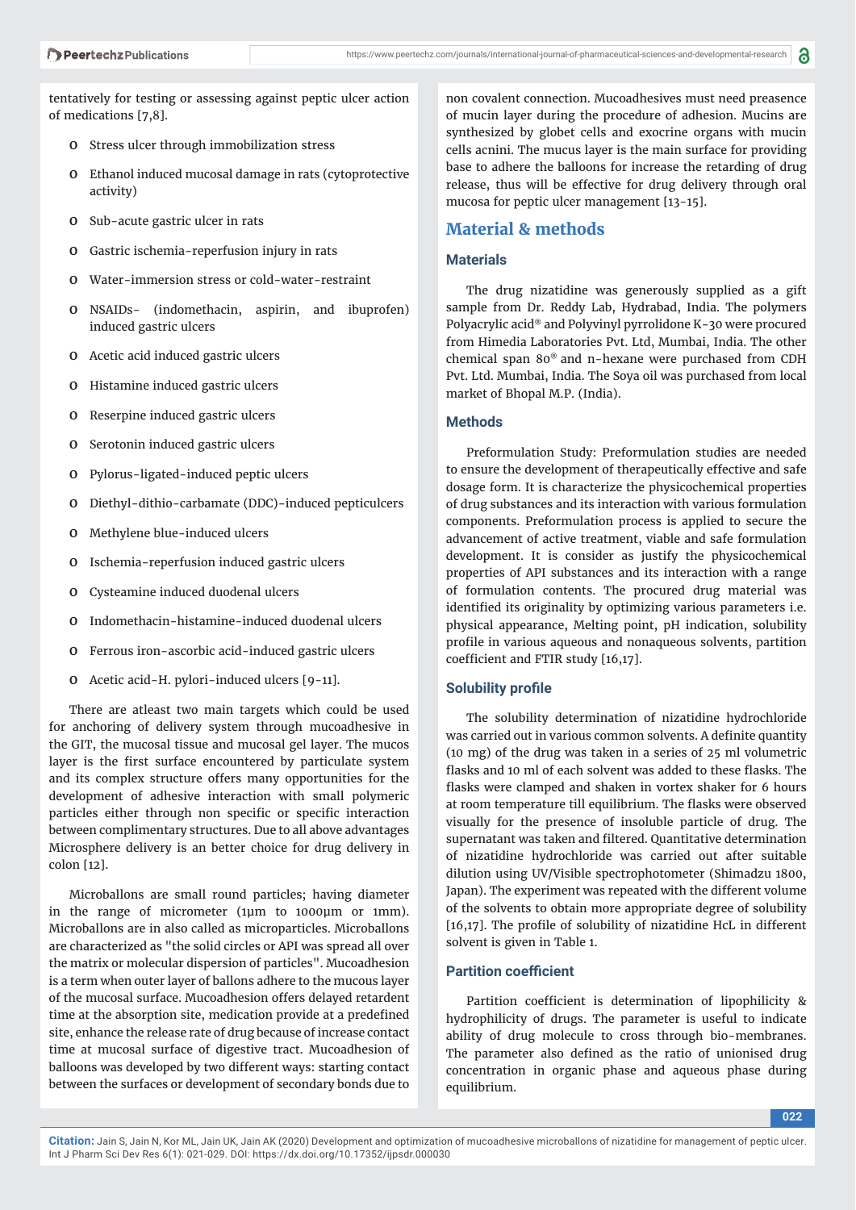tentatively for testing or assessing against peptic ulcer action of medications [7,8].

- o Stress ulcer through immobilization stress
- o Ethanol induced mucosal damage in rats (cytoprotective activity)
- o Sub-acute gastric ulcer in rats
- o Gastric ischemia-reperfusion injury in rats
- o Water-immersion stress or cold-water-restraint
- o NSAIDs- (indomethacin, aspirin, and ibuprofen) induced gastric ulcers
- o Acetic acid induced gastric ulcers
- o Histamine induced gastric ulcers
- o Reserpine induced gastric ulcers
- o Serotonin induced gastric ulcers
- o Pylorus-ligated-induced peptic ulcers
- o Diethyl-dithio-carbamate (DDC)-induced pepticulcers
- o Methylene blue-induced ulcers
- o Ischemia-reperfusion induced gastric ulcers
- o Cysteamine induced duodenal ulcers
- o Indomethacin-histamine-induced duodenal ulcers
- o Ferrous iron-ascorbic acid-induced gastric ulcers
- o Acetic acid-H. pylori-induced ulcers [9-11].

There are atleast two main targets which could be used for anchoring of delivery system through mucoadhesive in the GIT, the mucosal tissue and mucosal gel layer. The mucos layer is the first surface encountered by particulate system and its complex structure offers many opportunities for the development of adhesive interaction with small polymeric particles either through non specific or specific interaction between complimentary structures. Due to all above advantages Microsphere delivery is an better choice for drug delivery in colon [12].

Microballons are small round particles; having diameter in the range of micrometer (1μm to 1000μm or 1mm). Microballons are in also called as microparticles. Microballons are characterized as "the solid circles or API was spread all over the matrix or molecular dispersion of particles". Mucoadhesion is a term when outer layer of ballons adhere to the mucous layer of the mucosal surface. Mucoadhesion offers delayed retardent time at the absorption site, medication provide at a predefined site, enhance the release rate of drug because of increase contact time at mucosal surface of digestive tract. Mucoadhesion of balloons was developed by two different ways: starting contact between the surfaces or development of secondary bonds due to non covalent connection. Mucoadhesives must need preasence of mucin layer during the procedure of adhesion. Mucins are synthesized by globet cells and exocrine organs with mucin cells acnini. The mucus layer is the main surface for providing base to adhere the balloons for increase the retarding of drug release, thus will be effective for drug delivery through oral mucosa for peptic ulcer management [13-15].

## Material & methods

### Materials

The drug nizatidine was generously supplied as a gift sample from Dr. Reddy Lab, Hydrabad, India. The polymers Polyacrylic acid® and Polyvinyl pyrrolidone K-30 were procured from Himedia Laboratories Pvt. Ltd, Mumbai, India. The other chemical span 80® and n-hexane were purchased from CDH Pvt. Ltd. Mumbai, India. The Soya oil was purchased from local market of Bhopal M.P. (India).

### Methods

Preformulation Study: Preformulation studies are needed to ensure the development of therapeutically effective and safe dosage form. It is characterize the physicochemical properties of drug substances and its interaction with various formulation components. Preformulation process is applied to secure the advancement of active treatment, viable and safe formulation development. It is consider as justify the physicochemical properties of API substances and its interaction with a range of formulation contents. The procured drug material was identified its originality by optimizing various parameters i.e. physical appearance, Melting point, pH indication, solubility profile in various aqueous and nonaqueous solvents, partition coefficient and FTIR study [16,17].

### Solubility profile

The solubility determination of nizatidine hydrochloride was carried out in various common solvents. A definite quantity (10 mg) of the drug was taken in a series of 25 ml volumetric flasks and 10 ml of each solvent was added to these flasks. The flasks were clamped and shaken in vortex shaker for 6 hours at room temperature till equilibrium. The flasks were observed visually for the presence of insoluble particle of drug. The supernatant was taken and filtered. Quantitative determination of nizatidine hydrochloride was carried out after suitable dilution using UV/Visible spectrophotometer (Shimadzu 1800, Japan). The experiment was repeated with the different volume of the solvents to obtain more appropriate degree of solubility [16,17]. The profile of solubility of nizatidine HcL in different solvent is given in Table 1.

### Partition coefficient

Partition coefficient is determination of lipophilicity & hydrophilicity of drugs. The parameter is useful to indicate ability of drug molecule to cross through bio-membranes. The parameter also defined as the ratio of unionised drug concentration in organic phase and aqueous phase during equilibrium.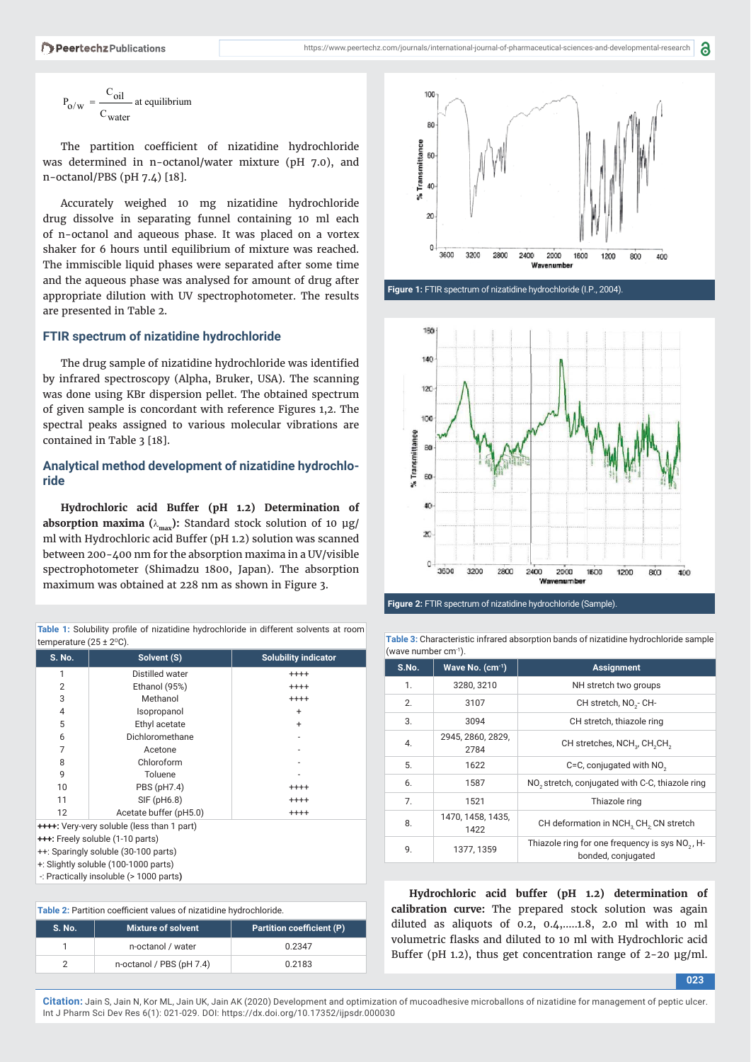$$P_{o/w} = \frac{C_{oil}}{C_{water}} \text{ at equilibrium}$$

The partition coefficient of nizatidine hydrochloride was determined in n-octanol/water mixture (pH 7.0), and n-octanol/PBS (pH 7.4) [18].

Accurately weighed 10 mg nizatidine hydrochloride drug dissolve in separating funnel containing 10 ml each of n-octanol and aqueous phase. It was placed on a vortex shaker for 6 hours until equilibrium of mixture was reached. The immiscible liquid phases were separated after some time and the aqueous phase was analysed for amount of drug after appropriate dilution with UV spectrophotometer. The results are presented in Table 2.

## FTIR spectrum of nizatidine hydrochloride

The drug sample of nizatidine hydrochloride was identified by infrared spectroscopy (Alpha, Bruker, USA). The scanning was done using KBr dispersion pellet. The obtained spectrum of given sample is concordant with reference Figures 1,2. The spectral peaks assigned to various molecular vibrations are contained in Table 3 [18].

## Analytical method development of nizatidine hydrochloride

**Hydrochloric acid Buffer (pH 1.2) Determination of absorption maxima ($\lambda_{max}$):** Standard stock solution of 10 µg/ml with Hydrochloric acid Buffer (pH 1.2) solution was scanned between 200-400 nm for the absorption maxima in a UV/visible spectrophotometer (Shimadzu 1800, Japan). The absorption maximum was obtained at 228 nm as shown in Figure 3.

**Table 1:** Solubility profile of nizatidine hydrochloride in different solvents at room temperature (25 ± 2°C).

| S. No. | Solvent (S) | Solubility indicator |
|---|---|---|
| 1 | Distilled water | ++++ |
| 2 | Ethanol (95%) | ++++ |
| 3 | Methanol | ++++ |
| 4 | Isopropanol | + |
| 5 | Ethyl acetate | + |
| 6 | Dichloromethane | - |
| 7 | Acetone | - |
| 8 | Chloroform | - |
| 9 | Toluene | - |
| 10 | PBS (pH7.4) | ++++ |
| 11 | SIF (pH6.8) | ++++ |
| 12 | Acetate buffer (pH5.0) | ++++ |

**++++:** Very-very soluble (less than 1 part)
**+++:** Freely soluble (1-10 parts)
++: Sparingly soluble (30-100 parts)
+: Slightly soluble (100-1000 parts)
-: Practically insoluble (> 1000 parts)

**Table 2:** Partition coefficient values of nizatidine hydrochloride.

| S. No. | Mixture of solvent | Partition coefficient (P) |
|---|---|---|
| 1 | n-octanol / water | 0.2347 |
| 2 | n-octanol / PBS (pH 7.4) | 0.2183 |

**Figure 1:** FTIR spectrum of nizatidine hydrochloride (I.P., 2004).

**Figure 2:** FTIR spectrum of nizatidine hydrochloride (Sample).

**Table 3:** Characteristic infrared absorption bands of nizatidine hydrochloride sample (wave number cm$^{-1}$).

| S.No. | Wave No. (cm$^{-1}$) | Assignment |
|---|---|---|
| 1. | 3280, 3210 | NH stretch two groups |
| 2. | 3107 | CH stretch, $NO_2$- CH- |
| 3. | 3094 | CH stretch, thiazole ring |
| 4. | 2945, 2860, 2829, 2784 | CH stretches, $NCH_3$, $CH_2CH_2$ |
| 5. | 1622 | C=C, conjugated with $NO_2$ |
| 6. | 1587 | $NO_2$ stretch, conjugated with C-C, thiazole ring |
| 7. | 1521 | Thiazole ring |
| 8. | 1470, 1458, 1435, 1422 | CH deformation in $NCH_3$ $CH_2$ CN stretch |
| 9. | 1377, 1359 | Thiazole ring for one frequency is sys $NO_2$, H-bonded, conjugated |

**Hydrochloric acid buffer (pH 1.2) determination of calibration curve:** The prepared stock solution was again diluted as aliquots of 0.2, 0.4,.....1.8, 2.0 ml with 10 ml volumetric flasks and diluted to 10 ml with Hydrochloric acid Buffer (pH 1.2), thus get concentration range of 2-20 µg/ml.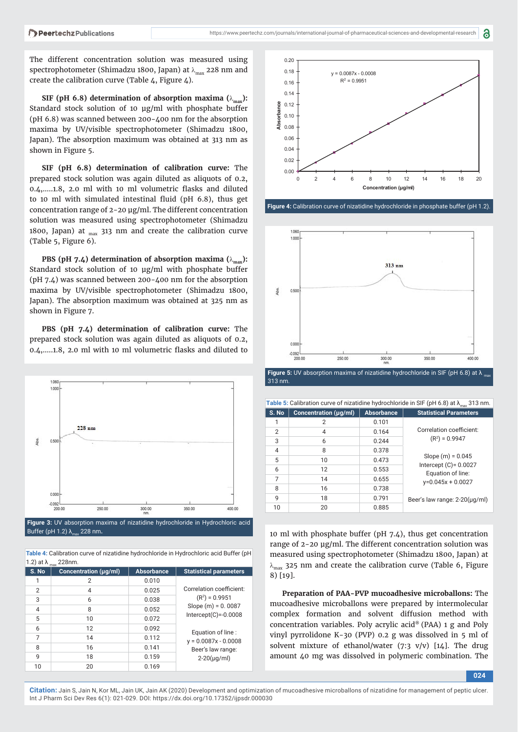The different concentration solution was measured using spectrophotometer (Shimadzu 1800, Japan) at $\lambda_{max}$ 228 nm and create the calibration curve (Table 4, Figure 4).

**SIF (pH 6.8) determination of absorption maxima ($\lambda_{max}$):** Standard stock solution of 10 µg/ml with phosphate buffer (pH 6.8) was scanned between 200-400 nm for the absorption maxima by UV/visible spectrophotometer (Shimadzu 1800, Japan). The absorption maximum was obtained at 313 nm as shown in Figure 5.

**SIF (pH 6.8) determination of calibration curve:** The prepared stock solution was again diluted as aliquots of 0.2, 0.4,.....1.8, 2.0 ml with 10 ml volumetric flasks and diluted to 10 ml with simulated intestinal fluid (pH 6.8), thus get concentration range of 2-20 µg/ml. The different concentration solution was measured using spectrophotometer (Shimadzu 1800, Japan) at $_{max}$ 313 nm and create the calibration curve (Table 5, Figure 6).

**PBS (pH 7.4) determination of absorption maxima ($\lambda_{max}$):** Standard stock solution of 10 µg/ml with phosphate buffer (pH 7.4) was scanned between 200-400 nm for the absorption maxima by UV/visible spectrophotometer (Shimadzu 1800, Japan). The absorption maximum was obtained at 325 nm as shown in Figure 7.

**PBS (pH 7.4) determination of calibration curve:** The prepared stock solution was again diluted as aliquots of 0.2, 0.4,.....1.8, 2.0 ml with 10 ml volumetric flasks and diluted to 10 ml with phosphate buffer (pH 7.4), thus get concentration range of 2-20 µg/ml. The different concentration solution was measured using spectrophotometer (Shimadzu 1800, Japan) at $\lambda_{max}$ 325 nm and create the calibration curve (Table 6, Figure 8) [19].

**Preparation of PAA-PVP mucoadhesive microballons:** The mucoadhesive microballons were prepared by intermolecular complex formation and solvent diffusion method with concentration variables. Poly acrylic acid® (PAA) 1 g and Poly vinyl pyrrolidone K-30 (PVP) 0.2 g was dissolved in 5 ml of solvent mixture of ethanol/water (7:3 v/v) [14]. The drug amount 40 mg was dissolved in polymeric combination. The

Figure 3: UV absorption maxima of nizatidine hydrochloride in Hydrochloric acid Buffer (pH 1.2) $\lambda_{max}$ 228 nm.

Table 4: Calibration curve of nizatidine hydrochloride in Hydrochloric acid Buffer (pH 1.2) at $\lambda_{max}$ 228nm.

| S. No | Concentration (µg/ml) | Absorbance | Statistical parameters |
|---|---|---|---|
| 1 | 2 | 0.010 | Correlation coefficient: ($R^2$) = 0.9951; Slope (m) = 0. 0087; Intercept(C)=-0.0008; Equation of line : y = 0.0087x - 0.0008; Beer's law range: 2-20(µg/ml) |
| 2 | 4 | 0.025 | |
| 3 | 6 | 0.038 | |
| 4 | 8 | 0.052 | |
| 5 | 10 | 0.072 | |
| 6 | 12 | 0.092 | |
| 7 | 14 | 0.112 | |
| 8 | 16 | 0.141 | |
| 9 | 18 | 0.159 | |
| 10 | 20 | 0.169 | |

Figure 4: Calibration curve of nizatidine hydrochloride in phosphate buffer (pH 1.2).

Figure 5: UV absorption maxima of nizatidine hydrochloride in SIF (pH 6.8) at $\lambda_{max}$ 313 nm.

Table 5: Calibration curve of nizatidine hydrochloride in SIF (pH 6.8) at $\lambda_{max}$ 313 nm.

| S. No | Concentration (µg/ml) | Absorbance | Statistical Parameters |
|---|---|---|---|
| 1 | 2 | 0.101 | Correlation coefficient: ($R^2$) = 0.9947; Slope (m) = 0.045; Intercept (C)= 0.0027; Equation of line: y=0.045x + 0.0027; Beer's law range: 2-20(µg/ml) |
| 2 | 4 | 0.164 | |
| 3 | 6 | 0.244 | |
| 4 | 8 | 0.378 | |
| 5 | 10 | 0.473 | |
| 6 | 12 | 0.553 | |
| 7 | 14 | 0.655 | |
| 8 | 16 | 0.738 | |
| 9 | 18 | 0.791 | |
| 10 | 20 | 0.885 | |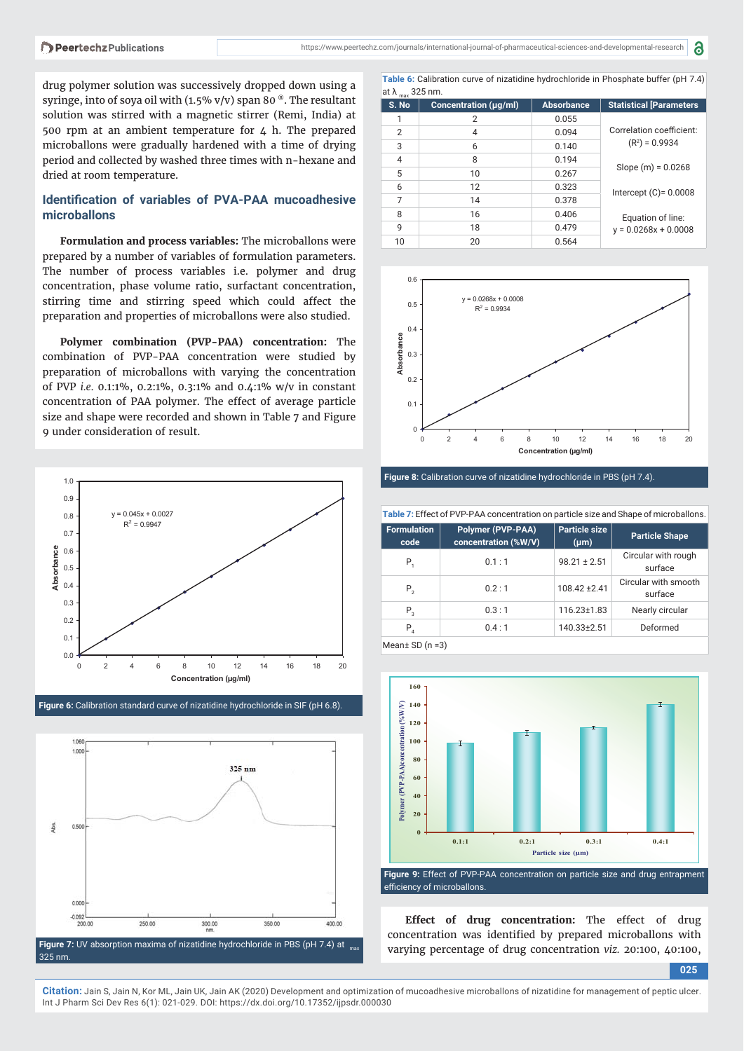drug polymer solution was successively dropped down using a syringe, into of soya oil with (1.5% v/v) span 80 ®. The resultant solution was stirred with a magnetic stirrer (Remi, India) at 500 rpm at an ambient temperature for 4 h. The prepared microballons were gradually hardened with a time of drying period and collected by washed three times with n-hexane and dried at room temperature.

## Identification of variables of PVA-PAA mucoadhesive microballons

**Formulation and process variables:** The microballons were prepared by a number of variables of formulation parameters. The number of process variables i.e. polymer and drug concentration, phase volume ratio, surfactant concentration, stirring time and stirring speed which could affect the preparation and properties of microballons were also studied.

**Polymer combination (PVP-PAA) concentration:** The combination of PVP-PAA concentration were studied by preparation of microballons with varying the concentration of PVP *i.e.* 0.1:1%, 0.2:1%, 0.3:1% and 0.4:1% w/v in constant concentration of PAA polymer. The effect of average particle size and shape were recorded and shown in Table 7 and Figure 9 under consideration of result.

Figure 6: Calibration standard curve of nizatidine hydrochloride in SIF (pH 6.8).

Figure 7: UV absorption maxima of nizatidine hydrochloride in PBS (pH 7.4) at $\lambda_{max}$ 325 nm.

**Table 6:** Calibration curve of nizatidine hydrochloride in Phosphate buffer (pH 7.4) at $\lambda_{max}$ 325 nm.

| S. No | Concentration (µg/ml) | Absorbance | Statistical [Parameters |
|---|---|---|---|
| 1 | 2 | 0.055 | Correlation coefficient: ($R^2$) = 0.9934 |
| 2 | 4 | 0.094 | |
| 3 | 6 | 0.140 | |
| 4 | 8 | 0.194 | Slope (m) = 0.0268 |
| 5 | 10 | 0.267 | |
| 6 | 12 | 0.323 | Intercept (C)= 0.0008 |
| 7 | 14 | 0.378 | |
| 8 | 16 | 0.406 | Equation of line: y = 0.0268x + 0.0008 |
| 9 | 18 | 0.479 | |
| 10 | 20 | 0.564 | |

Figure 8: Calibration curve of nizatidine hydrochloride in PBS (pH 7.4).

**Table 7:** Effect of PVP-PAA concentration on particle size and Shape of microballons.

| Formulation code | Polymer (PVP-PAA) concentration (%W/V) | Particle size (µm) | Particle Shape |
|---|---|---|---|
| $P_1$ | 0.1 : 1 | 98.21 ± 2.51 | Circular with rough surface |
| $P_2$ | 0.2 : 1 | 108.42 ±2.41 | Circular with smooth surface |
| $P_3$ | 0.3 : 1 | 116.23±1.83 | Nearly circular |
| $P_4$ | 0.4 : 1 | 140.33±2.51 | Deformed |

Mean± SD (n =3)

Figure 9: Effect of PVP-PAA concentration on particle size and drug entrapment efficiency of microballons.

**Effect of drug concentration:** The effect of drug concentration was identified by prepared microballons with varying percentage of drug concentration *viz.* 20:100, 40:100,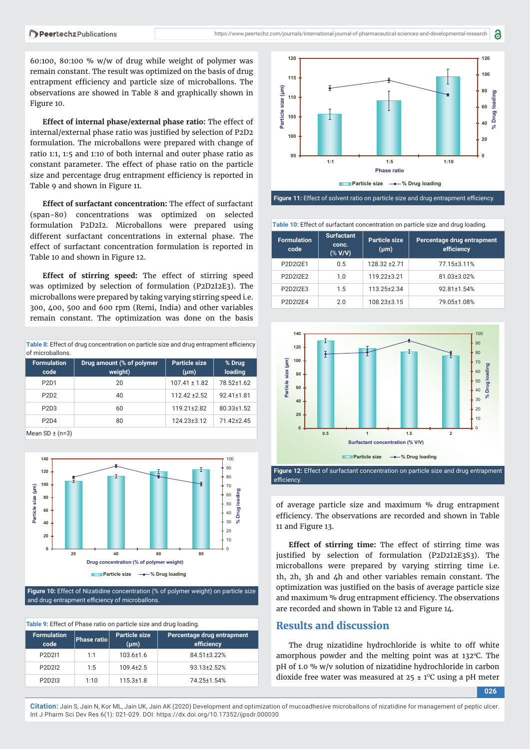60:100, 80:100 % w/w of drug while weight of polymer was remain constant. The result was optimized on the basis of drug entrapment efficiency and particle size of microballons. The observations are showed in Table 8 and graphically shown in Figure 10.

**Effect of internal phase/external phase ratio:** The effect of internal/external phase ratio was justified by selection of P2D2 formulation. The microballons were prepared with change of ratio 1:1, 1:5 and 1:10 of both internal and outer phase ratio as constant parameter. The effect of phase ratio on the particle size and percentage drug entrapment efficiency is reported in Table 9 and shown in Figure 11.

**Effect of surfactant concentration:** The effect of surfactant (span-80) concentrations was optimized on selected formulation P2D2I2. Microballons were prepared using different surfactant concentrations in external phase. The effect of surfactant concentration formulation is reported in Table 10 and shown in Figure 12.

**Effect of stirring speed:** The effect of stirring speed was optimized by selection of formulation (P2D2I2E3). The microballons were prepared by taking varying stirring speed i.e. 300, 400, 500 and 600 rpm (Remi, India) and other variables remain constant. The optimization was done on the basis of average particle size and maximum % drug entrapment efficiency. The observations are recorded and shown in Table 11 and Figure 13.

**Table 8:** Effect of drug concentration on particle size and drug entrapment efficiency of microballons.

| Formulation code | Drug amount (% of polymer weight) | Particle size (µm) | % Drug loading |
|---|---|---|---|
| P2D1 | 20 | 107.41 ± 1.82 | 78.52±1.62 |
| P2D2 | 40 | 112.42 ±2.52 | 92.41±1.81 |
| P2D3 | 60 | 119.21±2.82 | 80.33±1.52 |
| P2D4 | 80 | 124.23±3.12 | 71.42±2.45 |

Mean SD ± (n=3)

**Figure 10:** Effect of Nizatidine concentration (% of polymer weight) on particle size and drug entrapment efficiency of microballons.

**Table 9:** Effect of Phase ratio on particle size and drug loading.

| Formulation code | Phase ratio | Particle size (µm) | Percentage drug entrapment efficiency |
|---|---|---|---|
| P2D2I1 | 1:1 | 103.6±1.6 | 84.51±3.22% |
| P2D2I2 | 1:5 | 109.4±2.5 | 93.13±2.52% |
| P2D2I3 | 1:10 | 115.3±1.8 | 74.25±1.54% |

**Figure 11:** Effect of solvent ratio on particle size and drug entrapment efficiency.

**Table 10:** Effect of surfactant concentration on particle size and drug loading.

| Formulation code | Surfactant conc. (% V/V) | Particle size (µm) | Percentage drug entrapment efficiency |
|---|---|---|---|
| P2D2I2E1 | 0.5 | 128.32 ±2.71 | 77.15±3.11% |
| P2D2I2E2 | 1.0 | 119.22±3.21 | 81.03±3.02% |
| P2D2I2E3 | 1.5 | 113.25±2.34 | 92.81±1.54% |
| P2D2I2E4 | 2.0 | 108.23±3.15 | 79.05±1.08% |

**Figure 12:** Effect of surfactant concentration on particle size and drug entrapment efficiency.

**Effect of stirring time:** The effect of stirring time was justified by selection of formulation (P2D2I2E3S3). The microballons were prepared by varying stirring time i.e. 1h, 2h, 3h and 4h and other variables remain constant. The optimization was justified on the basis of average particle size and maximum % drug entrapment efficiency. The observations are recorded and shown in Table 12 and Figure 14.

## Results and discussion

The drug nizatidine hydrochloride is white to off white amorphous powder and the melting point was at 132°C. The pH of 1.0 % w/v solution of nizatidine hydrochloride in carbon dioxide free water was measured at 25 ± 1°C using a pH meter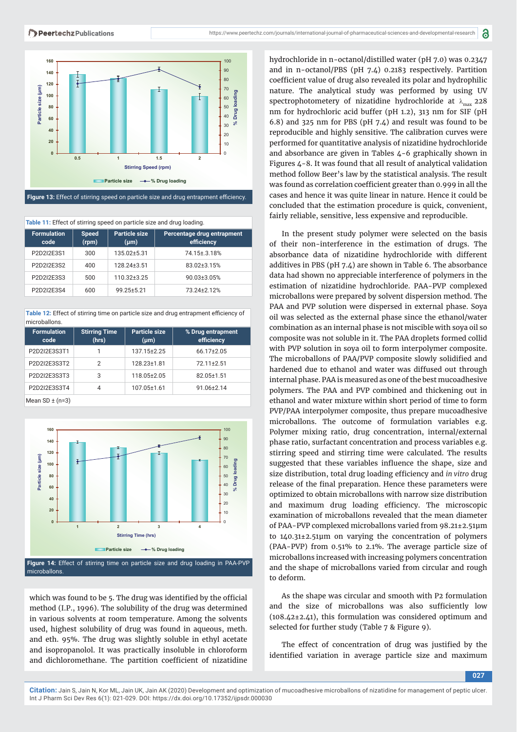Figure 13: Effect of stirring speed on particle size and drug entrapment efficiency.

Table 11: Effect of stirring speed on particle size and drug loading.

| Formulation code | Speed (rpm) | Particle size (µm) | Percentage drug entrapment efficiency |
|---|---|---|---|
| P2D2I2E3S1 | 300 | 135.02±5.31 | 74.15±.3.18% |
| P2D2I2E3S2 | 400 | 128.24±3.51 | 83.02±3.15% |
| P2D2I2E3S3 | 500 | 110.32±3.25 | 90.03±3.05% |
| P2D2I2E3S4 | 600 | 99.25±5.21 | 73.24±2.12% |

Table 12: Effect of stirring time on particle size and drug entrapment efficiency of microballons.

| Formulation code | Stirring Time (hrs) | Particle size (µm) | % Drug entrapment efficiency |
|---|---|---|---|
| P2D2I2E3S3T1 | 1 | 137.15±2.25 | 66.17±2.05 |
| P2D2I2E3S3T2 | 2 | 128.23±1.81 | 72.11±2.51 |
| P2D2I2E3S3T3 | 3 | 118.05±2.05 | 82.05±1.51 |
| P2D2I2E3S3T4 | 4 | 107.05±1.61 | 91.06±2.14 |

Mean SD ± (n=3)

Figure 14: Effect of stirring time on particle size and drug loading in PAA-PVP microballons.

which was found to be 5. The drug was identified by the official method (I.P., 1996). The solubility of the drug was determined in various solvents at room temperature. Among the solvents used, highest solubility of drug was found in aqueous, meth. and eth. 95%. The drug was slightly soluble in ethyl acetate and isopropanolol. It was practically insoluble in chloroform and dichloromethane. The partition coefficient of nizatidine hydrochloride in n-octanol/distilled water (pH 7.0) was 0.2347 and in n-octanol/PBS (pH 7.4) 0.2183 respectively. Partition coefficient value of drug also revealed its polar and hydrophilic nature. The analytical study was performed by using UV spectrophotometery of nizatidine hydrochloride at $\lambda_{max}$ 228 nm for hydrochloric acid buffer (pH 1.2), 313 nm for SIF (pH 6.8) and 325 nm for PBS (pH 7.4) and result was found to be reproducible and highly sensitive. The calibration curves were performed for quantitative analysis of nizatidine hydrochloride and absorbance are given in Tables 4-6 graphically shown in Figures 4-8. It was found that all result of analytical validation method follow Beer's law by the statistical analysis. The result was found as correlation coefficient greater than 0.999 in all the cases and hence it was quite linear in nature. Hence it could be concluded that the estimation procedure is quick, convenient, fairly reliable, sensitive, less expensive and reproducible.

In the present study polymer were selected on the basis of their non-interference in the estimation of drugs. The absorbance data of nizatidine hydrochloride with different additives in PBS (pH 7.4) are shown in Table 6. The absorbance data had shown no appreciable interference of polymers in the estimation of nizatidine hydrochloride. PAA-PVP complexed microballons were prepared by solvent dispersion method. The PAA and PVP solution were dispersed in external phase. Soya oil was selected as the external phase since the ethanol/water combination as an internal phase is not miscible with soya oil so composite was not soluble in it. The PAA droplets formed collid with PVP solution in soya oil to form interpolymer composite. The microballons of PAA/PVP composite slowly solidified and hardened due to ethanol and water was diffused out through internal phase. PAA is measured as one of the best mucoadhesive polymers. The PAA and PVP combined and thickening out in ethanol and water mixture within short period of time to form PVP/PAA interpolymer composite, thus prepare mucoadhesive microballons. The outcome of formulation variables e.g. Polymer mixing ratio, drug concentration, internal/external phase ratio, surfactant concentration and process variables e.g. stirring speed and stirring time were calculated. The results suggested that these variables influence the shape, size and size distribution, total drug loading efficiency and *in vitro* drug release of the final preparation. Hence these parameters were optimized to obtain microballons with narrow size distribution and maximum drug loading efficiency. The microscopic examination of microballons revealed that the mean diameter of PAA-PVP complexed microballons varied from 98.21±2.51µm to 140.31±2.51µm on varying the concentration of polymers (PAA-PVP) from 0.51% to 2.1%. The average particle size of microballons increased with increasing polymers concentration and the shape of microballons varied from circular and rough to deform.

As the shape was circular and smooth with P2 formulation and the size of microballons was also sufficiently low (108.42±2.41), this formulation was considered optimum and selected for further study (Table 7 & Figure 9).

The effect of concentration of drug was justified by the identified variation in average particle size and maximum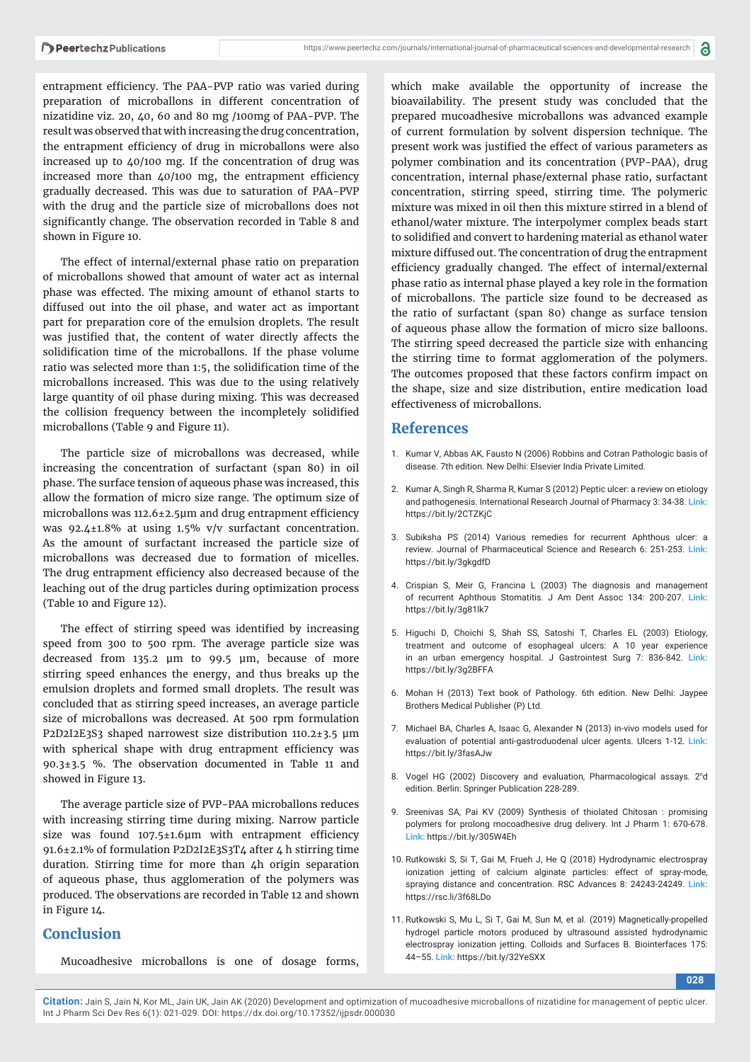entrapment efficiency. The PAA-PVP ratio was varied during preparation of microballons in different concentration of nizatidine viz. 20, 40, 60 and 80 mg /100mg of PAA-PVP. The result was observed that with increasing the drug concentration, the entrapment efficiency of drug in microballons were also increased up to 40/100 mg. If the concentration of drug was increased more than 40/100 mg, the entrapment efficiency gradually decreased. This was due to saturation of PAA-PVP with the drug and the particle size of microballons does not significantly change. The observation recorded in Table 8 and shown in Figure 10.

The effect of internal/external phase ratio on preparation of microballons showed that amount of water act as internal phase was effected. The mixing amount of ethanol starts to diffused out into the oil phase, and water act as important part for preparation core of the emulsion droplets. The result was justified that, the content of water directly affects the solidification time of the microballons. If the phase volume ratio was selected more than 1:5, the solidification time of the microballons increased. This was due to the using relatively large quantity of oil phase during mixing. This was decreased the collision frequency between the incompletely solidified microballons (Table 9 and Figure 11).

The particle size of microballons was decreased, while increasing the concentration of surfactant (span 80) in oil phase. The surface tension of aqueous phase was increased, this allow the formation of micro size range. The optimum size of microballons was 112.6±2.5µm and drug entrapment efficiency was 92.4±1.8% at using 1.5% v/v surfactant concentration. As the amount of surfactant increased the particle size of microballons was decreased due to formation of micelles. The drug entrapment efficiency also decreased because of the leaching out of the drug particles during optimization process (Table 10 and Figure 12).

The effect of stirring speed was identified by increasing speed from 300 to 500 rpm. The average particle size was decreased from 135.2 µm to 99.5 µm, because of more stirring speed enhances the energy, and thus breaks up the emulsion droplets and formed small droplets. The result was concluded that as stirring speed increases, an average particle size of microballons was decreased. At 500 rpm formulation P2D2I2E3S3 shaped narrowest size distribution 110.2±3.5 µm with spherical shape with drug entrapment efficiency was 90.3±3.5 %. The observation documented in Table 11 and showed in Figure 13.

The average particle size of PVP-PAA microballons reduces with increasing stirring time during mixing. Narrow particle size was found 107.5±1.6µm with entrapment efficiency 91.6±2.1% of formulation P2D2I2E3S3T4 after 4 h stirring time duration. Stirring time for more than 4h origin separation of aqueous phase, thus agglomeration of the polymers was produced. The observations are recorded in Table 12 and shown in Figure 14.

## Conclusion

Mucoadhesive microballons is one of dosage forms, which make available the opportunity of increase the bioavailability. The present study was concluded that the prepared mucoadhesive microballons was advanced example of current formulation by solvent dispersion technique. The present work was justified the effect of various parameters as polymer combination and its concentration (PVP-PAA), drug concentration, internal phase/external phase ratio, surfactant concentration, stirring speed, stirring time. The polymeric mixture was mixed in oil then this mixture stirred in a blend of ethanol/water mixture. The interpolymer complex beads start to solidified and convert to hardening material as ethanol water mixture diffused out. The concentration of drug the entrapment efficiency gradually changed. The effect of internal/external phase ratio as internal phase played a key role in the formation of microballons. The particle size found to be decreased as the ratio of surfactant (span 80) change as surface tension of aqueous phase allow the formation of micro size balloons. The stirring speed decreased the particle size with enhancing the stirring time to format agglomeration of the polymers. The outcomes proposed that these factors confirm impact on the shape, size and size distribution, entire medication load effectiveness of microballons.

## References

1. Kumar V, Abbas AK, Fausto N (2006) Robbins and Cotran Pathologic basis of disease. 7th edition. New Delhi: Elsevier India Private Limited.
2. Kumar A, Singh R, Sharma R, Kumar S (2012) Peptic ulcer: a review on etiology and pathogenesis. International Research Journal of Pharmacy 3: 34-38. **Link:** https://bit.ly/2CTZKjC
3. Subiksha PS (2014) Various remedies for recurrent Aphthous ulcer: a review. Journal of Pharmaceutical Science and Research 6: 251-253. **Link:** https://bit.ly/3gkgdfD
4. Crispian S, Meir G, Francina L (2003) The diagnosis and management of recurrent Aphthous Stomatitis. J Am Dent Assoc 134: 200-207. **Link:** https://bit.ly/3g81lk7
5. Higuchi D, Choichi S, Shah SS, Satoshi T, Charles EL (2003) Etiology, treatment and outcome of esophageal ulcers: A 10 year experience in an urban emergency hospital. J Gastrointest Surg 7: 836-842. **Link:** https://bit.ly/3g2BFFA
6. Mohan H (2013) Text book of Pathology. 6th edition. New Delhi: Jaypee Brothers Medical Publisher (P) Ltd.
7. Michael BA, Charles A, Isaac G, Alexander N (2013) in-vivo models used for evaluation of potential anti-gastroduodenal ulcer agents. Ulcers 1-12. **Link:** https://bit.ly/3fasAJw
8. Vogel HG (2002) Discovery and evaluation, Pharmacological assays. 2nd edition. Berlin: Springer Publication 228-289.
9. Sreenivas SA, Pai KV (2009) Synthesis of thiolated Chitosan : promising polymers for prolong mocoadhesive drug delivery. Int J Pharm 1: 670-678. **Link:** https://bit.ly/305W4Eh
10. Rutkowski S, Si T, Gai M, Frueh J, He Q (2018) Hydrodynamic electrospray ionization jetting of calcium alginate particles: effect of spray-mode, spraying distance and concentration. RSC Advances 8: 24243-24249. **Link:** https://rsc.li/3f68LDo
11. Rutkowski S, Mu L, Si T, Gai M, Sun M, et al. (2019) Magnetically-propelled hydrogel particle motors produced by ultrasound assisted hydrodynamic electrospray ionization jetting. Colloids and Surfaces B. Biointerfaces 175: 44–55. **Link:** https://bit.ly/32YeSXX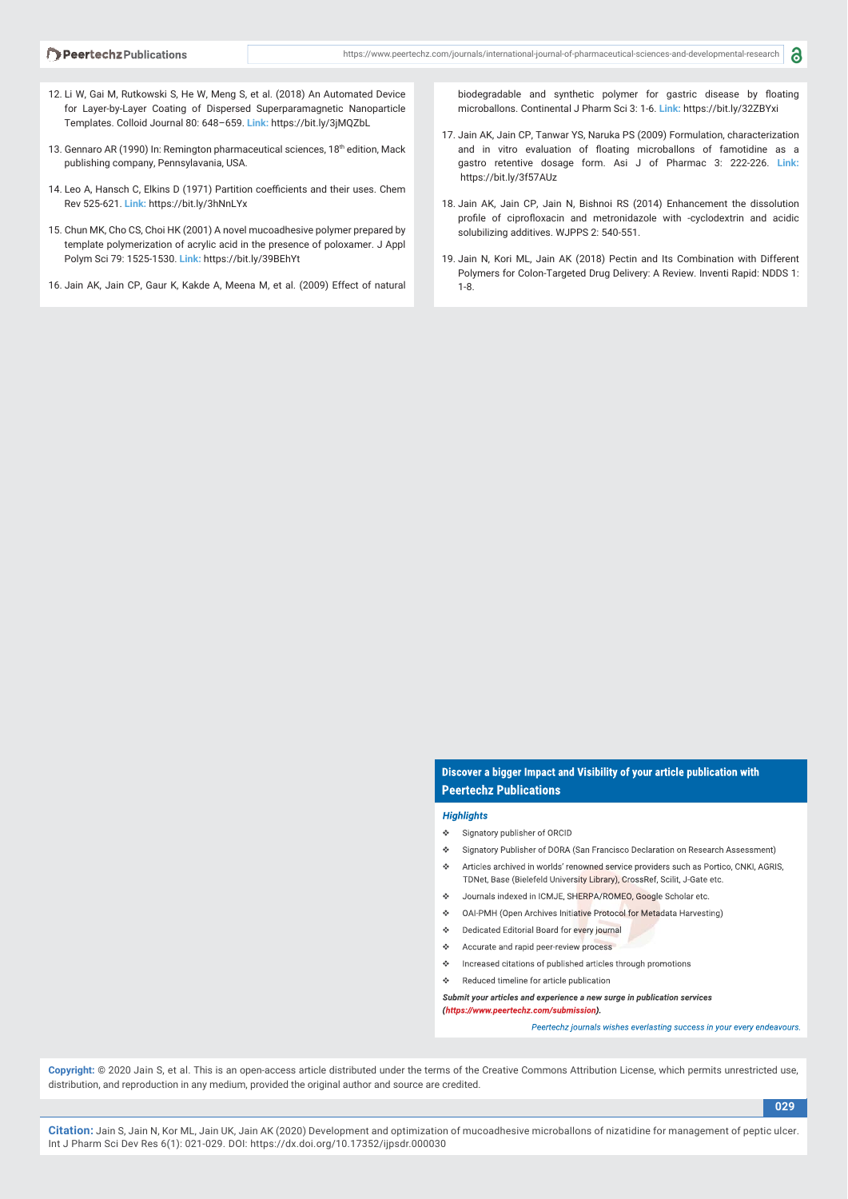12. Li W, Gai M, Rutkowski S, He W, Meng S, et al. (2018) An Automated Device for Layer-by-Layer Coating of Dispersed Superparamagnetic Nanoparticle Templates. Colloid Journal 80: 648–659. **Link:** https://bit.ly/3jMQZbL

13. Gennaro AR (1990) In: Remington pharmaceutical sciences, 18th edition, Mack publishing company, Pennsylavania, USA.

14. Leo A, Hansch C, Elkins D (1971) Partition coefficients and their uses. Chem Rev 525-621. **Link:** https://bit.ly/3hNnLYx

15. Chun MK, Cho CS, Choi HK (2001) A novel mucoadhesive polymer prepared by template polymerization of acrylic acid in the presence of poloxamer. J Appl Polym Sci 79: 1525-1530. **Link:** https://bit.ly/39BEhYt

16. Jain AK, Jain CP, Gaur K, Kakde A, Meena M, et al. (2009) Effect of natural biodegradable and synthetic polymer for gastric disease by floating microballons. Continental J Pharm Sci 3: 1-6. **Link:** https://bit.ly/32ZBYxi

17. Jain AK, Jain CP, Tanwar YS, Naruka PS (2009) Formulation, characterization and in vitro evaluation of floating microballons of famotidine as a gastro retentive dosage form. Asi J of Pharmac 3: 222-226. **Link:** https://bit.ly/3f57AUz

18. Jain AK, Jain CP, Jain N, Bishnoi RS (2014) Enhancement the dissolution profile of ciprofloxacin and metronidazole with -cyclodextrin and acidic solubilizing additives. WJPPS 2: 540-551.

19. Jain N, Kori ML, Jain AK (2018) Pectin and Its Combination with Different Polymers for Colon-Targeted Drug Delivery: A Review. Inventi Rapid: NDDS 1: 1-8.

**Discover a bigger Impact and Visibility of your article publication with Peertechz Publications**

***Highlights***

- Signatory publisher of ORCID
- Signatory Publisher of DORA (San Francisco Declaration on Research Assessment)
- Articles archived in worlds' renowned service providers such as Portico, CNKI, AGRIS, TDNet, Base (Bielefeld University Library), CrossRef, Scilit, J-Gate etc.
- Journals indexed in ICMJE, SHERPA/ROMEO, Google Scholar etc.
- OAI-PMH (Open Archives Initiative Protocol for Metadata Harvesting)
- Dedicated Editorial Board for every journal
- Accurate and rapid peer-review process
- Increased citations of published articles through promotions
- Reduced timeline for article publication

***Submit your articles and experience a new surge in publication services (https://www.peertechz.com/submission).***

*Peertechz journals wishes everlasting success in your every endeavours.*

**Copyright:** © 2020 Jain S, et al. This is an open-access article distributed under the terms of the Creative Commons Attribution License, which permits unrestricted use, distribution, and reproduction in any medium, provided the original author and source are credited.